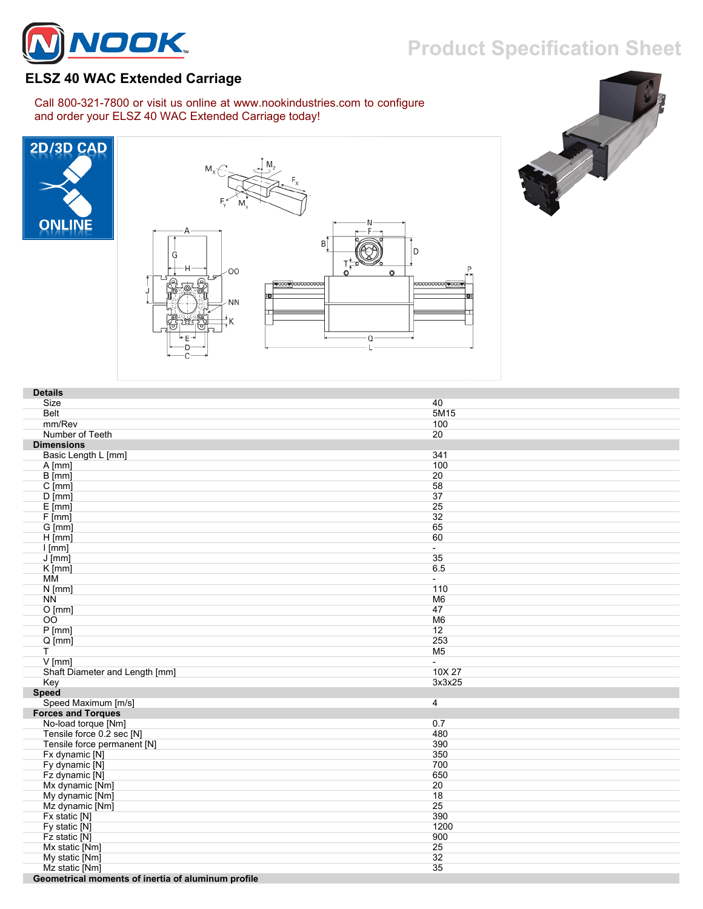# ELSZ 40 WAC Extended Carriage

Product Specification Sheet

Call 800-321-7800 or visit us online at www.nookindustries.com to configure and order your ELSZ 40 WAC Extended Carriage today!

2D/3D CAD ONLINE

| Details | |
|---|---|
| Size | 40 |
| Belt | 5M15 |
| mm/Rev | 100 |
| Number of Teeth | 20 |
| **Dimensions** | |
| Basic Length L [mm] | 341 |
| A [mm] | 100 |
| B [mm] | 20 |
| C [mm] | 58 |
| D [mm] | 37 |
| E [mm] | 25 |
| F [mm] | 32 |
| G [mm] | 65 |
| H [mm] | 60 |
| I [mm] | - |
| J [mm] | 35 |
| K [mm] | 6.5 |
| MM | - |
| N [mm] | 110 |
| NN | M6 |
| O [mm] | 47 |
| OO | M6 |
| P [mm] | 12 |
| Q [mm] | 253 |
| T | M5 |
| V [mm] | - |
| Shaft Diameter and Length [mm] | 10X 27 |
| Key | 3x3x25 |
| **Speed** | |
| Speed Maximum [m/s] | 4 |
| **Forces and Torques** | |
| No-load torque [Nm] | 0.7 |
| Tensile force 0.2 sec [N] | 480 |
| Tensile force permanent [N] | 390 |
| Fx dynamic [N] | 350 |
| Fy dynamic [N] | 700 |
| Fz dynamic [N] | 650 |
| Mx dynamic [Nm] | 20 |
| My dynamic [Nm] | 18 |
| Mz dynamic [Nm] | 25 |
| Fx static [N] | 390 |
| Fy static [N] | 1200 |
| Fz static [N] | 900 |
| Mx static [Nm] | 25 |
| My static [Nm] | 32 |
| Mz static [Nm] | 35 |
| **Geometrical moments of inertia of aluminum profile** | |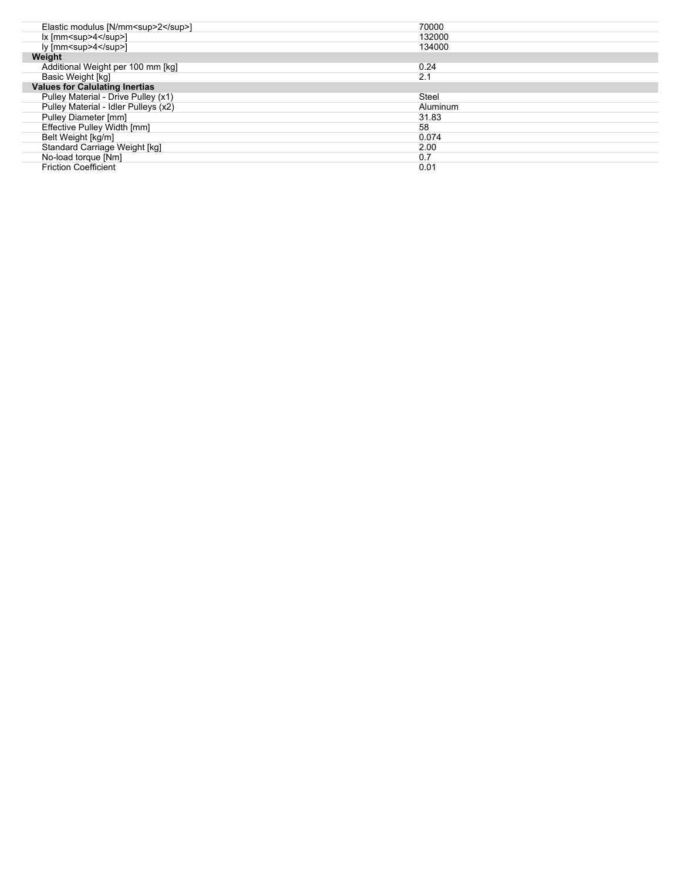| | |
|---|---|
| Elastic modulus [N/mm$^2$] | 70000 |
| Ix [mm$^4$] | 132000 |
| Iy [mm$^4$] | 134000 |
| **Weight** | |
| Additional Weight per 100 mm [kg] | 0.24 |
| Basic Weight [kg] | 2.1 |
| **Values for Calulating Inertias** | |
| Pulley Material - Drive Pulley (x1) | Steel |
| Pulley Material - Idler Pulleys (x2) | Aluminum |
| Pulley Diameter [mm] | 31.83 |
| Effective Pulley Width [mm] | 58 |
| Belt Weight [kg/m] | 0.074 |
| Standard Carriage Weight [kg] | 2.00 |
| No-load torque [Nm] | 0.7 |
| Friction Coefficient | 0.01 |